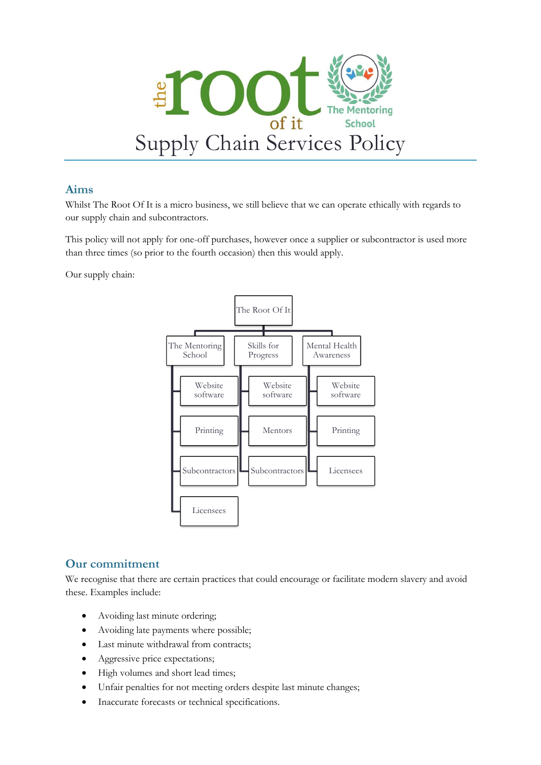# Supply Chain Services Policy

## Aims

Whilst The Root Of It is a micro business, we still believe that we can operate ethically with regards to our supply chain and subcontractors.

This policy will not apply for one-off purchases, however once a supplier or subcontractor is used more than three times (so prior to the fourth occasion) then this would apply.

Our supply chain:

- The Root Of It
  - The Mentoring School
    - Website software
    - Printing
    - Subcontractors
    - Licensees
  - Skills for Progress
    - Website software
    - Mentors
    - Subcontractors
  - Mental Health Awareness
    - Website software
    - Printing
    - Licensees

## Our commitment

We recognise that there are certain practices that could encourage or facilitate modern slavery and avoid these. Examples include:

- Avoiding last minute ordering;
- Avoiding late payments where possible;
- Last minute withdrawal from contracts;
- Aggressive price expectations;
- High volumes and short lead times;
- Unfair penalties for not meeting orders despite last minute changes;
- Inaccurate forecasts or technical specifications.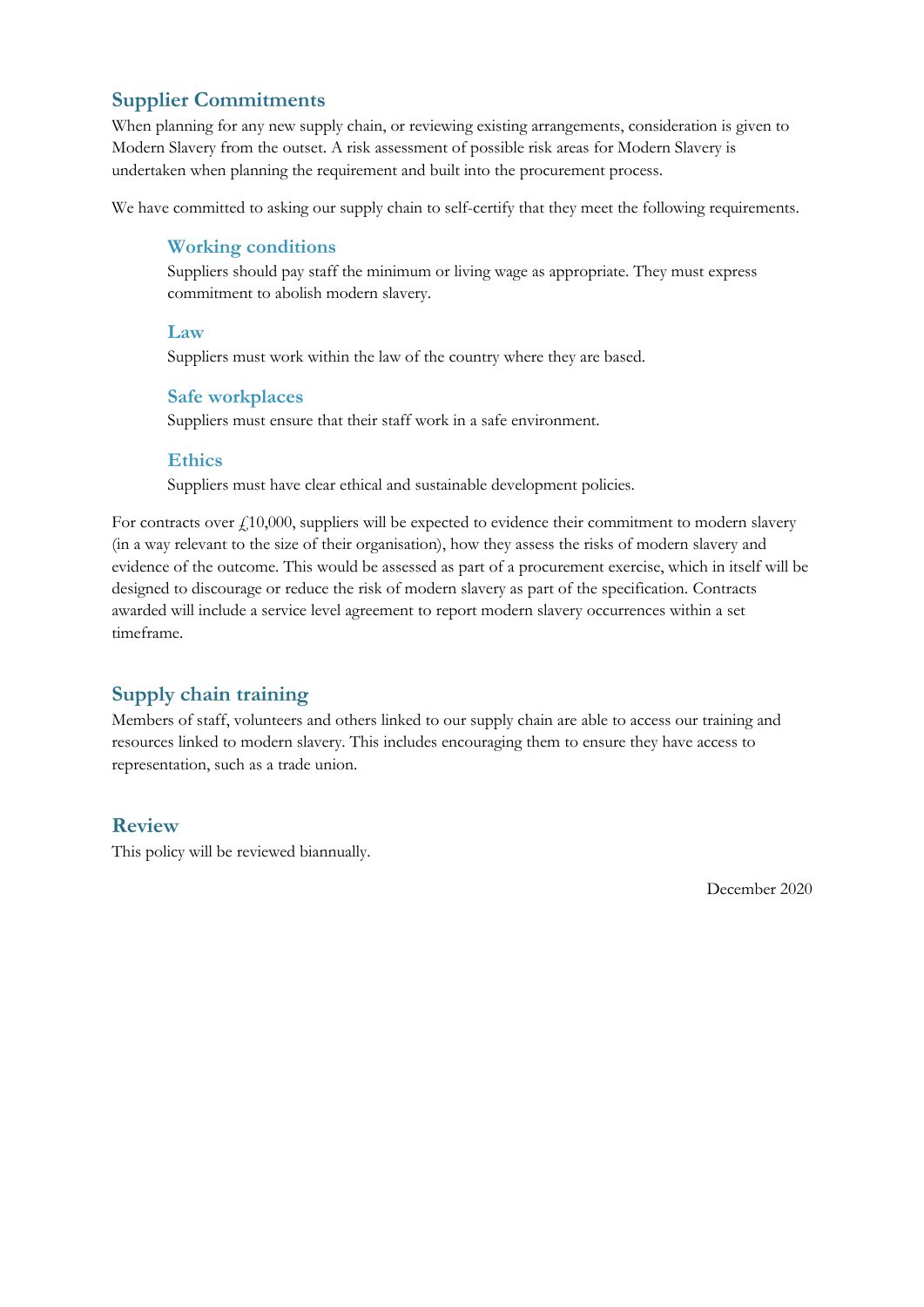## Supplier Commitments

When planning for any new supply chain, or reviewing existing arrangements, consideration is given to Modern Slavery from the outset. A risk assessment of possible risk areas for Modern Slavery is undertaken when planning the requirement and built into the procurement process.

We have committed to asking our supply chain to self-certify that they meet the following requirements.

### Working conditions

Suppliers should pay staff the minimum or living wage as appropriate. They must express commitment to abolish modern slavery.

### Law

Suppliers must work within the law of the country where they are based.

### Safe workplaces

Suppliers must ensure that their staff work in a safe environment.

### Ethics

Suppliers must have clear ethical and sustainable development policies.

For contracts over £10,000, suppliers will be expected to evidence their commitment to modern slavery (in a way relevant to the size of their organisation), how they assess the risks of modern slavery and evidence of the outcome. This would be assessed as part of a procurement exercise, which in itself will be designed to discourage or reduce the risk of modern slavery as part of the specification. Contracts awarded will include a service level agreement to report modern slavery occurrences within a set timeframe.

## Supply chain training

Members of staff, volunteers and others linked to our supply chain are able to access our training and resources linked to modern slavery. This includes encouraging them to ensure they have access to representation, such as a trade union.

## Review

This policy will be reviewed biannually.

December 2020